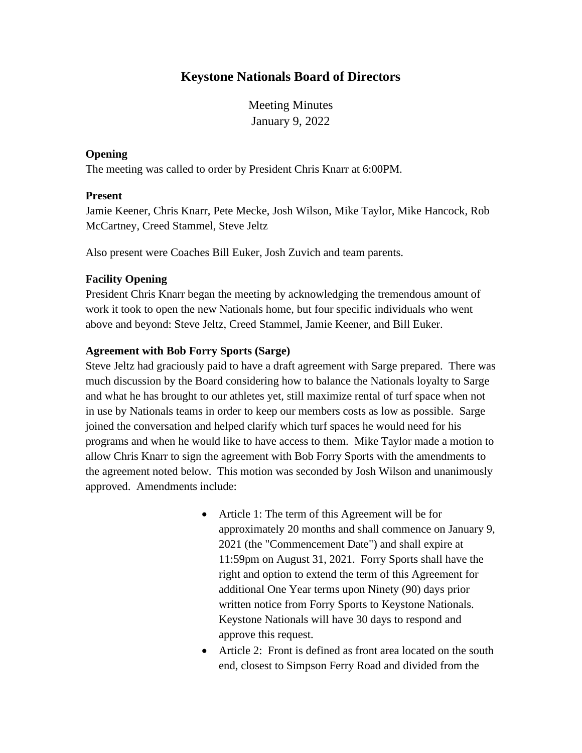# Keystone Nationals Board of Directors

Meeting Minutes
January 9, 2022

**Opening**
The meeting was called to order by President Chris Knarr at 6:00PM.

**Present**
Jamie Keener, Chris Knarr, Pete Mecke, Josh Wilson, Mike Taylor, Mike Hancock, Rob McCartney, Creed Stammel, Steve Jeltz

Also present were Coaches Bill Euker, Josh Zuvich and team parents.

**Facility Opening**
President Chris Knarr began the meeting by acknowledging the tremendous amount of work it took to open the new Nationals home, but four specific individuals who went above and beyond: Steve Jeltz, Creed Stammel, Jamie Keener, and Bill Euker.

**Agreement with Bob Forry Sports (Sarge)**
Steve Jeltz had graciously paid to have a draft agreement with Sarge prepared. There was much discussion by the Board considering how to balance the Nationals loyalty to Sarge and what he has brought to our athletes yet, still maximize rental of turf space when not in use by Nationals teams in order to keep our members costs as low as possible. Sarge joined the conversation and helped clarify which turf spaces he would need for his programs and when he would like to have access to them. Mike Taylor made a motion to allow Chris Knarr to sign the agreement with Bob Forry Sports with the amendments to the agreement noted below. This motion was seconded by Josh Wilson and unanimously approved. Amendments include:

- Article 1: The term of this Agreement will be for approximately 20 months and shall commence on January 9, 2021 (the "Commencement Date") and shall expire at 11:59pm on August 31, 2021. Forry Sports shall have the right and option to extend the term of this Agreement for additional One Year terms upon Ninety (90) days prior written notice from Forry Sports to Keystone Nationals. Keystone Nationals will have 30 days to respond and approve this request.
- Article 2: Front is defined as front area located on the south end, closest to Simpson Ferry Road and divided from the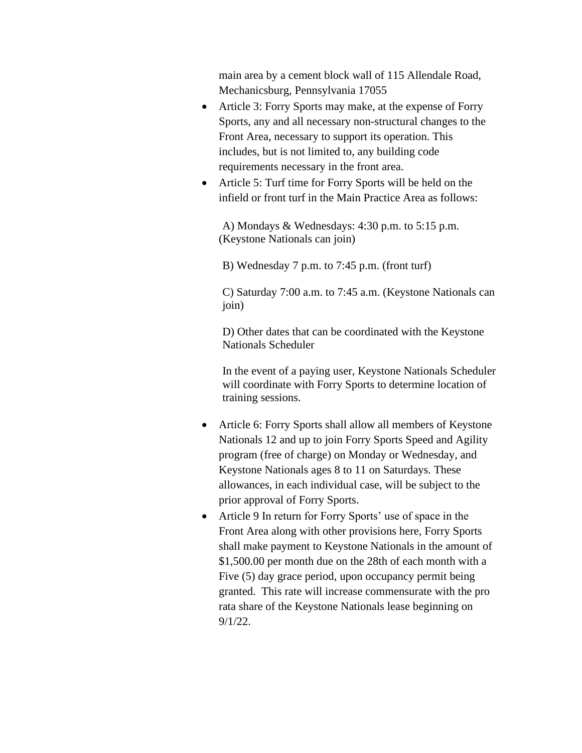main area by a cement block wall of 115 Allendale Road, Mechanicsburg, Pennsylvania 17055

- Article 3: Forry Sports may make, at the expense of Forry Sports, any and all necessary non-structural changes to the Front Area, necessary to support its operation. This includes, but is not limited to, any building code requirements necessary in the front area.
- Article 5: Turf time for Forry Sports will be held on the infield or front turf in the Main Practice Area as follows:

  A) Mondays & Wednesdays: 4:30 p.m. to 5:15 p.m. (Keystone Nationals can join)

  B) Wednesday 7 p.m. to 7:45 p.m. (front turf)

  C) Saturday 7:00 a.m. to 7:45 a.m. (Keystone Nationals can join)

  D) Other dates that can be coordinated with the Keystone Nationals Scheduler

  In the event of a paying user, Keystone Nationals Scheduler will coordinate with Forry Sports to determine location of training sessions.

- Article 6: Forry Sports shall allow all members of Keystone Nationals 12 and up to join Forry Sports Speed and Agility program (free of charge) on Monday or Wednesday, and Keystone Nationals ages 8 to 11 on Saturdays. These allowances, in each individual case, will be subject to the prior approval of Forry Sports.
- Article 9 In return for Forry Sports' use of space in the Front Area along with other provisions here, Forry Sports shall make payment to Keystone Nationals in the amount of $1,500.00 per month due on the 28th of each month with a Five (5) day grace period, upon occupancy permit being granted. This rate will increase commensurate with the pro rata share of the Keystone Nationals lease beginning on 9/1/22.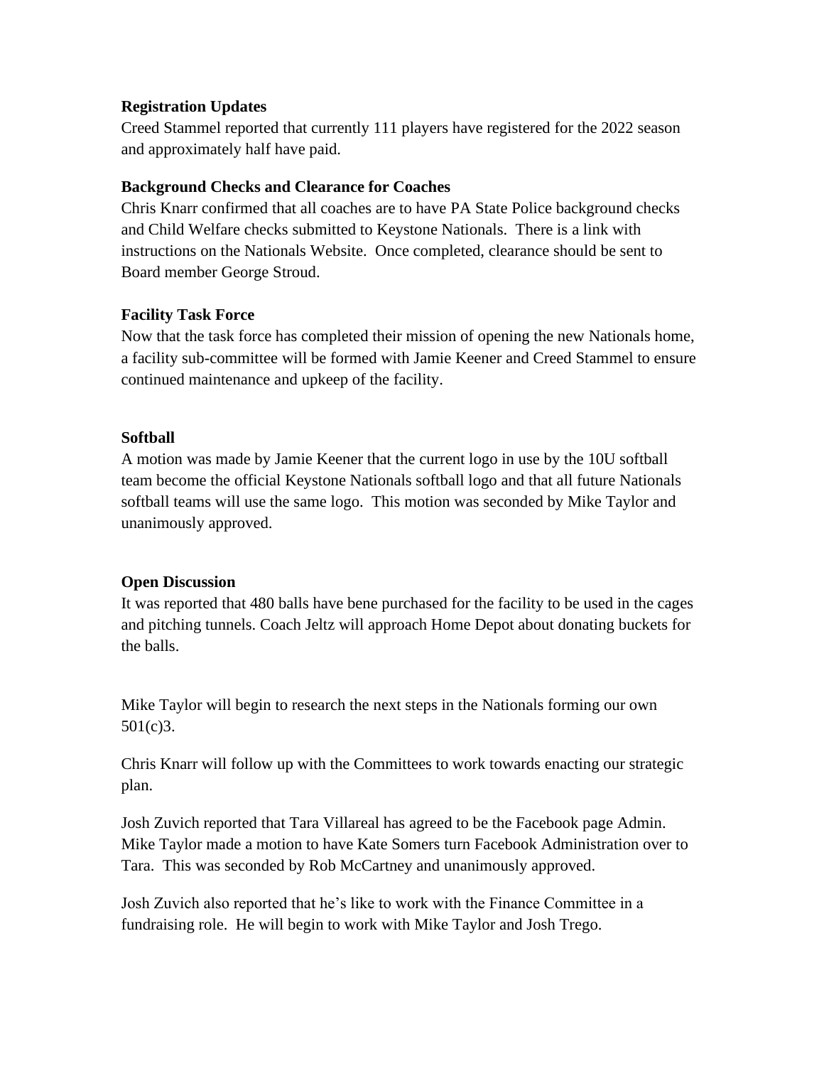**Registration Updates**

Creed Stammel reported that currently 111 players have registered for the 2022 season and approximately half have paid.

**Background Checks and Clearance for Coaches**

Chris Knarr confirmed that all coaches are to have PA State Police background checks and Child Welfare checks submitted to Keystone Nationals. There is a link with instructions on the Nationals Website. Once completed, clearance should be sent to Board member George Stroud.

**Facility Task Force**

Now that the task force has completed their mission of opening the new Nationals home, a facility sub-committee will be formed with Jamie Keener and Creed Stammel to ensure continued maintenance and upkeep of the facility.

**Softball**

A motion was made by Jamie Keener that the current logo in use by the 10U softball team become the official Keystone Nationals softball logo and that all future Nationals softball teams will use the same logo. This motion was seconded by Mike Taylor and unanimously approved.

**Open Discussion**

It was reported that 480 balls have bene purchased for the facility to be used in the cages and pitching tunnels. Coach Jeltz will approach Home Depot about donating buckets for the balls.

Mike Taylor will begin to research the next steps in the Nationals forming our own 501(c)3.

Chris Knarr will follow up with the Committees to work towards enacting our strategic plan.

Josh Zuvich reported that Tara Villareal has agreed to be the Facebook page Admin. Mike Taylor made a motion to have Kate Somers turn Facebook Administration over to Tara. This was seconded by Rob McCartney and unanimously approved.

Josh Zuvich also reported that he's like to work with the Finance Committee in a fundraising role. He will begin to work with Mike Taylor and Josh Trego.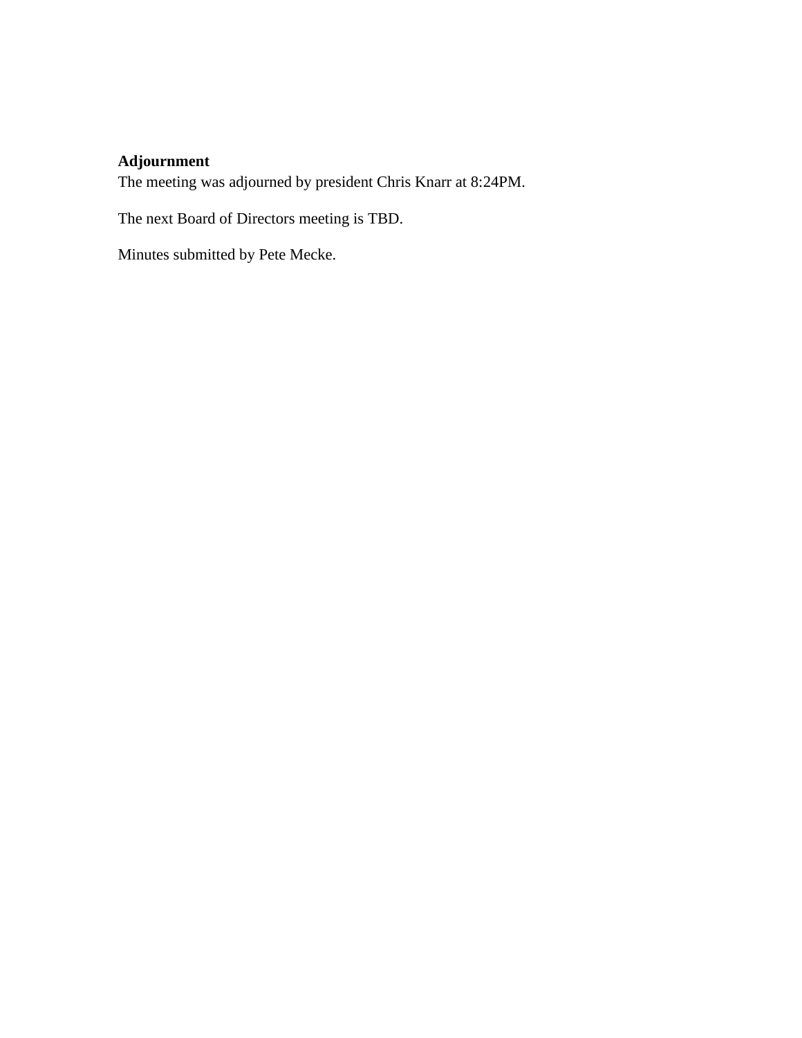**Adjournment**
The meeting was adjourned by president Chris Knarr at 8:24PM.

The next Board of Directors meeting is TBD.

Minutes submitted by Pete Mecke.